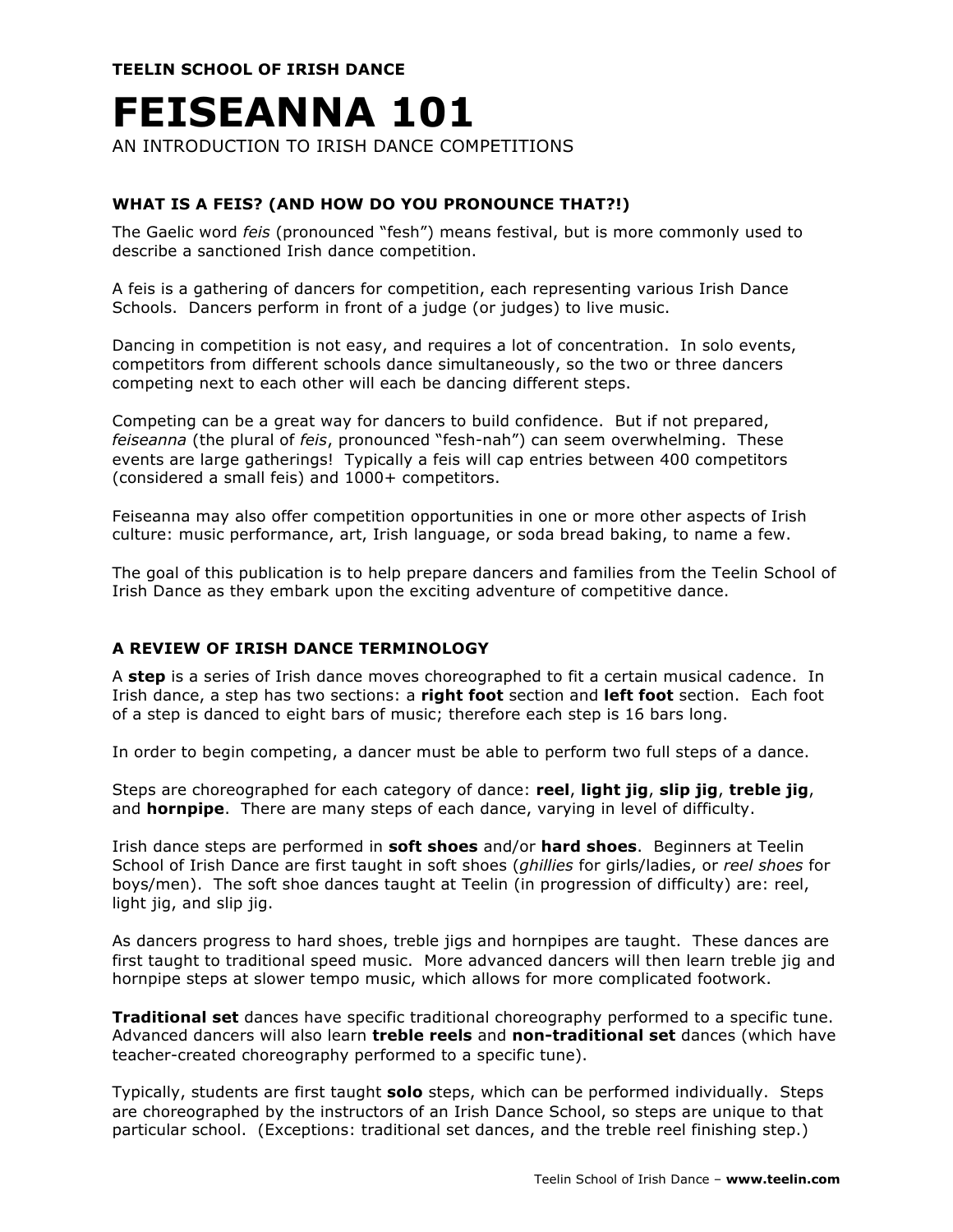**TEELIN SCHOOL OF IRISH DANCE**

# FEISEANNA 101

AN INTRODUCTION TO IRISH DANCE COMPETITIONS

### WHAT IS A FEIS? (AND HOW DO YOU PRONOUNCE THAT?!)

The Gaelic word *feis* (pronounced "fesh") means festival, but is more commonly used to describe a sanctioned Irish dance competition.

A feis is a gathering of dancers for competition, each representing various Irish Dance Schools. Dancers perform in front of a judge (or judges) to live music.

Dancing in competition is not easy, and requires a lot of concentration. In solo events, competitors from different schools dance simultaneously, so the two or three dancers competing next to each other will each be dancing different steps.

Competing can be a great way for dancers to build confidence. But if not prepared, *feiseanna* (the plural of *feis*, pronounced "fesh-nah") can seem overwhelming. These events are large gatherings! Typically a feis will cap entries between 400 competitors (considered a small feis) and 1000+ competitors.

Feiseanna may also offer competition opportunities in one or more other aspects of Irish culture: music performance, art, Irish language, or soda bread baking, to name a few.

The goal of this publication is to help prepare dancers and families from the Teelin School of Irish Dance as they embark upon the exciting adventure of competitive dance.

### A REVIEW OF IRISH DANCE TERMINOLOGY

A **step** is a series of Irish dance moves choreographed to fit a certain musical cadence. In Irish dance, a step has two sections: a **right foot** section and **left foot** section. Each foot of a step is danced to eight bars of music; therefore each step is 16 bars long.

In order to begin competing, a dancer must be able to perform two full steps of a dance.

Steps are choreographed for each category of dance: **reel**, **light jig**, **slip jig**, **treble jig**, and **hornpipe**. There are many steps of each dance, varying in level of difficulty.

Irish dance steps are performed in **soft shoes** and/or **hard shoes**. Beginners at Teelin School of Irish Dance are first taught in soft shoes (*ghillies* for girls/ladies, or *reel shoes* for boys/men). The soft shoe dances taught at Teelin (in progression of difficulty) are: reel, light jig, and slip jig.

As dancers progress to hard shoes, treble jigs and hornpipes are taught. These dances are first taught to traditional speed music. More advanced dancers will then learn treble jig and hornpipe steps at slower tempo music, which allows for more complicated footwork.

**Traditional set** dances have specific traditional choreography performed to a specific tune. Advanced dancers will also learn **treble reels** and **non-traditional set** dances (which have teacher-created choreography performed to a specific tune).

Typically, students are first taught **solo** steps, which can be performed individually. Steps are choreographed by the instructors of an Irish Dance School, so steps are unique to that particular school. (Exceptions: traditional set dances, and the treble reel finishing step.)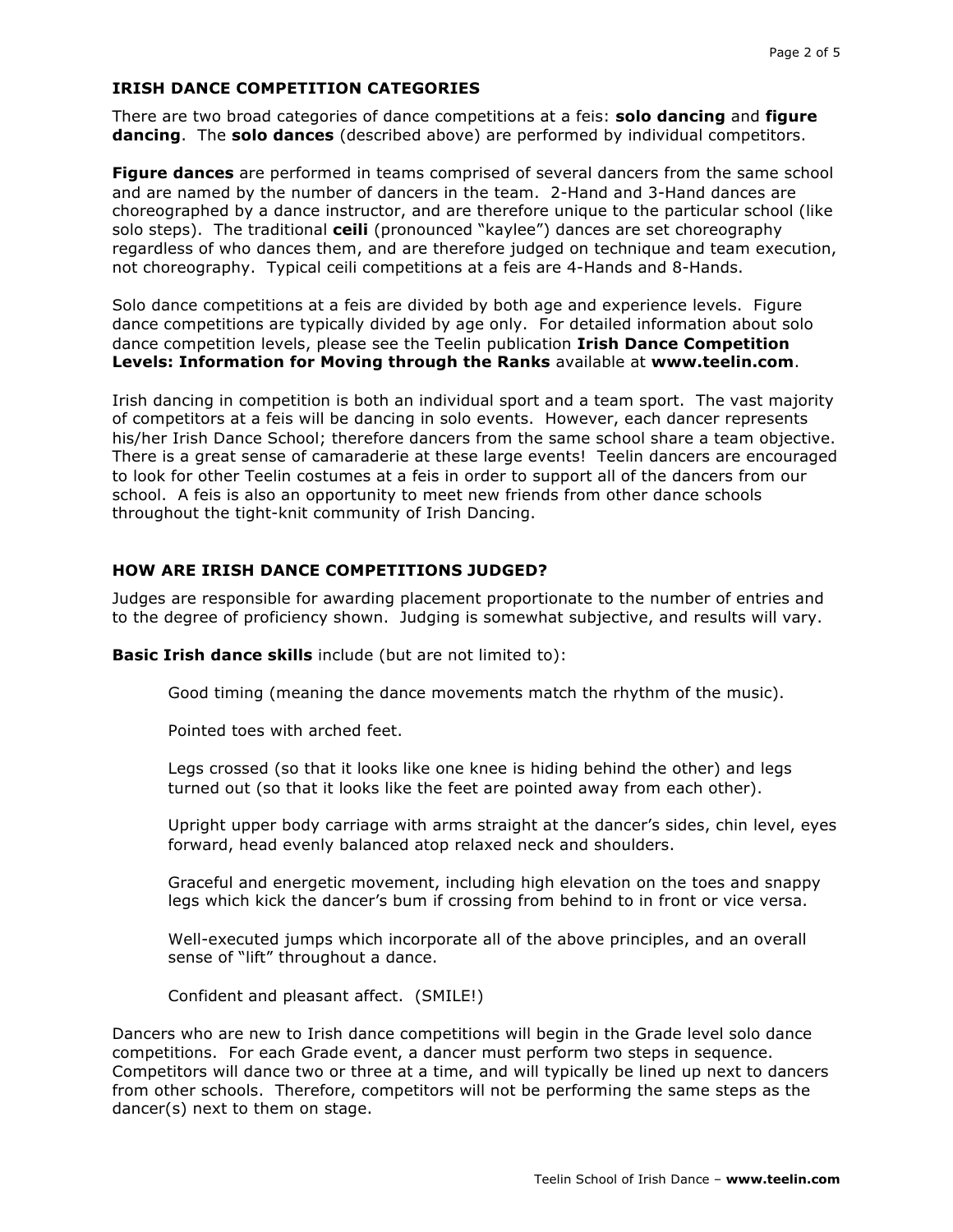## IRISH DANCE COMPETITION CATEGORIES

There are two broad categories of dance competitions at a feis: **solo dancing** and **figure dancing**. The **solo dances** (described above) are performed by individual competitors.

**Figure dances** are performed in teams comprised of several dancers from the same school and are named by the number of dancers in the team. 2-Hand and 3-Hand dances are choreographed by a dance instructor, and are therefore unique to the particular school (like solo steps). The traditional **ceili** (pronounced "kaylee") dances are set choreography regardless of who dances them, and are therefore judged on technique and team execution, not choreography. Typical ceili competitions at a feis are 4-Hands and 8-Hands.

Solo dance competitions at a feis are divided by both age and experience levels. Figure dance competitions are typically divided by age only. For detailed information about solo dance competition levels, please see the Teelin publication **Irish Dance Competition Levels: Information for Moving through the Ranks** available at **www.teelin.com**.

Irish dancing in competition is both an individual sport and a team sport. The vast majority of competitors at a feis will be dancing in solo events. However, each dancer represents his/her Irish Dance School; therefore dancers from the same school share a team objective. There is a great sense of camaraderie at these large events! Teelin dancers are encouraged to look for other Teelin costumes at a feis in order to support all of the dancers from our school. A feis is also an opportunity to meet new friends from other dance schools throughout the tight-knit community of Irish Dancing.

## HOW ARE IRISH DANCE COMPETITIONS JUDGED?

Judges are responsible for awarding placement proportionate to the number of entries and to the degree of proficiency shown. Judging is somewhat subjective, and results will vary.

**Basic Irish dance skills** include (but are not limited to):

- Good timing (meaning the dance movements match the rhythm of the music).
- Pointed toes with arched feet.
- Legs crossed (so that it looks like one knee is hiding behind the other) and legs turned out (so that it looks like the feet are pointed away from each other).
- Upright upper body carriage with arms straight at the dancer's sides, chin level, eyes forward, head evenly balanced atop relaxed neck and shoulders.
- Graceful and energetic movement, including high elevation on the toes and snappy legs which kick the dancer's bum if crossing from behind to in front or vice versa.
- Well-executed jumps which incorporate all of the above principles, and an overall sense of "lift" throughout a dance.
- Confident and pleasant affect. (SMILE!)

Dancers who are new to Irish dance competitions will begin in the Grade level solo dance competitions. For each Grade event, a dancer must perform two steps in sequence. Competitors will dance two or three at a time, and will typically be lined up next to dancers from other schools. Therefore, competitors will not be performing the same steps as the dancer(s) next to them on stage.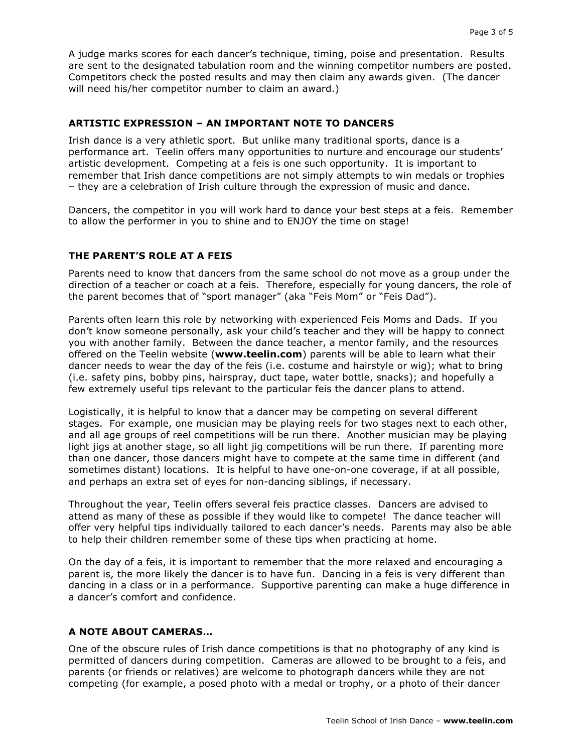A judge marks scores for each dancer's technique, timing, poise and presentation. Results are sent to the designated tabulation room and the winning competitor numbers are posted. Competitors check the posted results and may then claim any awards given. (The dancer will need his/her competitor number to claim an award.)

## ARTISTIC EXPRESSION – AN IMPORTANT NOTE TO DANCERS

Irish dance is a very athletic sport. But unlike many traditional sports, dance is a performance art. Teelin offers many opportunities to nurture and encourage our students' artistic development. Competing at a feis is one such opportunity. It is important to remember that Irish dance competitions are not simply attempts to win medals or trophies – they are a celebration of Irish culture through the expression of music and dance.

Dancers, the competitor in you will work hard to dance your best steps at a feis. Remember to allow the performer in you to shine and to ENJOY the time on stage!

## THE PARENT'S ROLE AT A FEIS

Parents need to know that dancers from the same school do not move as a group under the direction of a teacher or coach at a feis. Therefore, especially for young dancers, the role of the parent becomes that of "sport manager" (aka "Feis Mom" or "Feis Dad").

Parents often learn this role by networking with experienced Feis Moms and Dads. If you don't know someone personally, ask your child's teacher and they will be happy to connect you with another family. Between the dance teacher, a mentor family, and the resources offered on the Teelin website (**www.teelin.com**) parents will be able to learn what their dancer needs to wear the day of the feis (i.e. costume and hairstyle or wig); what to bring (i.e. safety pins, bobby pins, hairspray, duct tape, water bottle, snacks); and hopefully a few extremely useful tips relevant to the particular feis the dancer plans to attend.

Logistically, it is helpful to know that a dancer may be competing on several different stages. For example, one musician may be playing reels for two stages next to each other, and all age groups of reel competitions will be run there. Another musician may be playing light jigs at another stage, so all light jig competitions will be run there. If parenting more than one dancer, those dancers might have to compete at the same time in different (and sometimes distant) locations. It is helpful to have one-on-one coverage, if at all possible, and perhaps an extra set of eyes for non-dancing siblings, if necessary.

Throughout the year, Teelin offers several feis practice classes. Dancers are advised to attend as many of these as possible if they would like to compete! The dance teacher will offer very helpful tips individually tailored to each dancer's needs. Parents may also be able to help their children remember some of these tips when practicing at home.

On the day of a feis, it is important to remember that the more relaxed and encouraging a parent is, the more likely the dancer is to have fun. Dancing in a feis is very different than dancing in a class or in a performance. Supportive parenting can make a huge difference in a dancer's comfort and confidence.

## A NOTE ABOUT CAMERAS…

One of the obscure rules of Irish dance competitions is that no photography of any kind is permitted of dancers during competition. Cameras are allowed to be brought to a feis, and parents (or friends or relatives) are welcome to photograph dancers while they are not competing (for example, a posed photo with a medal or trophy, or a photo of their dancer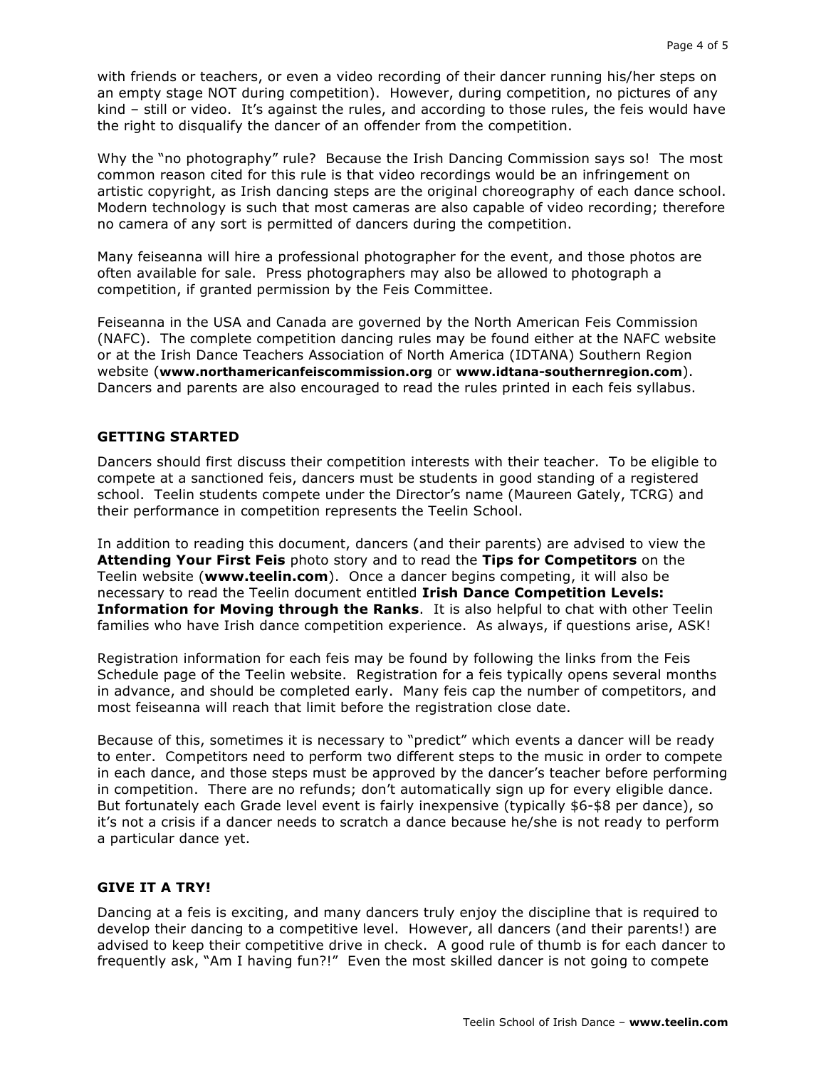with friends or teachers, or even a video recording of their dancer running his/her steps on an empty stage NOT during competition). However, during competition, no pictures of any kind – still or video. It's against the rules, and according to those rules, the feis would have the right to disqualify the dancer of an offender from the competition.

Why the "no photography" rule? Because the Irish Dancing Commission says so! The most common reason cited for this rule is that video recordings would be an infringement on artistic copyright, as Irish dancing steps are the original choreography of each dance school. Modern technology is such that most cameras are also capable of video recording; therefore no camera of any sort is permitted of dancers during the competition.

Many feiseanna will hire a professional photographer for the event, and those photos are often available for sale. Press photographers may also be allowed to photograph a competition, if granted permission by the Feis Committee.

Feiseanna in the USA and Canada are governed by the North American Feis Commission (NAFC). The complete competition dancing rules may be found either at the NAFC website or at the Irish Dance Teachers Association of North America (IDTANA) Southern Region website (**www.northamericanfeiscommission.org** or **www.idtana-southernregion.com**). Dancers and parents are also encouraged to read the rules printed in each feis syllabus.

## GETTING STARTED

Dancers should first discuss their competition interests with their teacher. To be eligible to compete at a sanctioned feis, dancers must be students in good standing of a registered school. Teelin students compete under the Director's name (Maureen Gately, TCRG) and their performance in competition represents the Teelin School.

In addition to reading this document, dancers (and their parents) are advised to view the **Attending Your First Feis** photo story and to read the **Tips for Competitors** on the Teelin website (**www.teelin.com**). Once a dancer begins competing, it will also be necessary to read the Teelin document entitled **Irish Dance Competition Levels: Information for Moving through the Ranks**. It is also helpful to chat with other Teelin families who have Irish dance competition experience. As always, if questions arise, ASK!

Registration information for each feis may be found by following the links from the Feis Schedule page of the Teelin website. Registration for a feis typically opens several months in advance, and should be completed early. Many feis cap the number of competitors, and most feiseanna will reach that limit before the registration close date.

Because of this, sometimes it is necessary to "predict" which events a dancer will be ready to enter. Competitors need to perform two different steps to the music in order to compete in each dance, and those steps must be approved by the dancer's teacher before performing in competition. There are no refunds; don't automatically sign up for every eligible dance. But fortunately each Grade level event is fairly inexpensive (typically $6-$8 per dance), so it's not a crisis if a dancer needs to scratch a dance because he/she is not ready to perform a particular dance yet.

## GIVE IT A TRY!

Dancing at a feis is exciting, and many dancers truly enjoy the discipline that is required to develop their dancing to a competitive level. However, all dancers (and their parents!) are advised to keep their competitive drive in check. A good rule of thumb is for each dancer to frequently ask, "Am I having fun?!" Even the most skilled dancer is not going to compete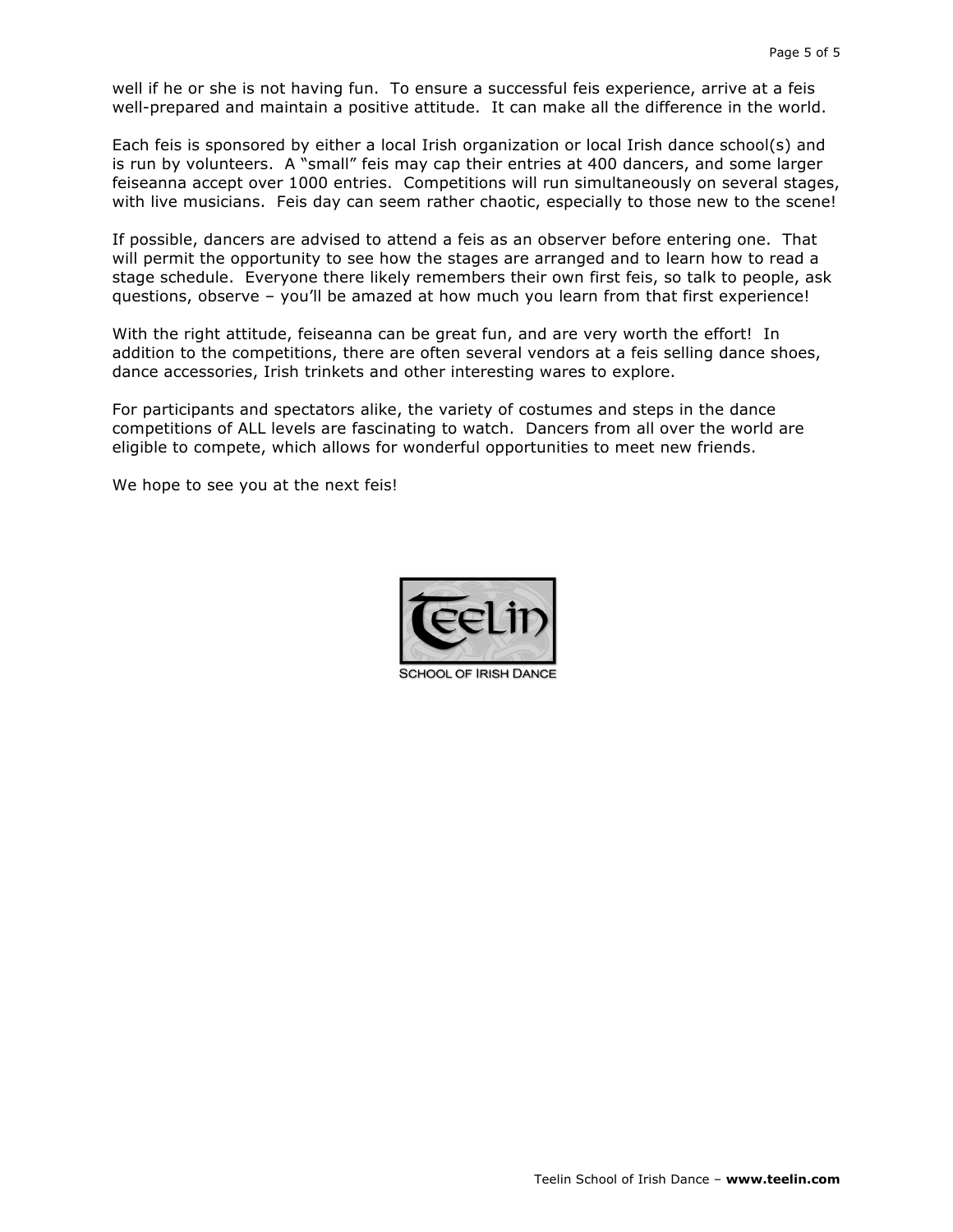well if he or she is not having fun. To ensure a successful feis experience, arrive at a feis well-prepared and maintain a positive attitude. It can make all the difference in the world.

Each feis is sponsored by either a local Irish organization or local Irish dance school(s) and is run by volunteers. A "small" feis may cap their entries at 400 dancers, and some larger feiseanna accept over 1000 entries. Competitions will run simultaneously on several stages, with live musicians. Feis day can seem rather chaotic, especially to those new to the scene!

If possible, dancers are advised to attend a feis as an observer before entering one. That will permit the opportunity to see how the stages are arranged and to learn how to read a stage schedule. Everyone there likely remembers their own first feis, so talk to people, ask questions, observe – you'll be amazed at how much you learn from that first experience!

With the right attitude, feiseanna can be great fun, and are very worth the effort! In addition to the competitions, there are often several vendors at a feis selling dance shoes, dance accessories, Irish trinkets and other interesting wares to explore.

For participants and spectators alike, the variety of costumes and steps in the dance competitions of ALL levels are fascinating to watch. Dancers from all over the world are eligible to compete, which allows for wonderful opportunities to meet new friends.

We hope to see you at the next feis!

Teelin

School of Irish Dance